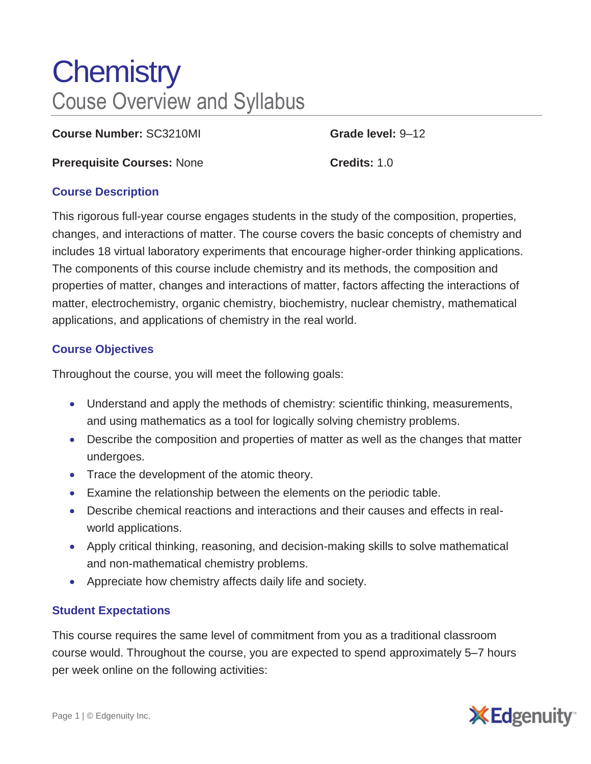# Chemistry

## Couse Overview and Syllabus

**Course Number:** SC3210MI

**Grade level:** 9–12

**Prerequisite Courses:** None

**Credits:** 1.0

### Course Description

This rigorous full-year course engages students in the study of the composition, properties, changes, and interactions of matter. The course covers the basic concepts of chemistry and includes 18 virtual laboratory experiments that encourage higher-order thinking applications. The components of this course include chemistry and its methods, the composition and properties of matter, changes and interactions of matter, factors affecting the interactions of matter, electrochemistry, organic chemistry, biochemistry, nuclear chemistry, mathematical applications, and applications of chemistry in the real world.

### Course Objectives

Throughout the course, you will meet the following goals:

- Understand and apply the methods of chemistry: scientific thinking, measurements, and using mathematics as a tool for logically solving chemistry problems.
- Describe the composition and properties of matter as well as the changes that matter undergoes.
- Trace the development of the atomic theory.
- Examine the relationship between the elements on the periodic table.
- Describe chemical reactions and interactions and their causes and effects in real-world applications.
- Apply critical thinking, reasoning, and decision-making skills to solve mathematical and non-mathematical chemistry problems.
- Appreciate how chemistry affects daily life and society.

### Student Expectations

This course requires the same level of commitment from you as a traditional classroom course would. Throughout the course, you are expected to spend approximately 5–7 hours per week online on the following activities: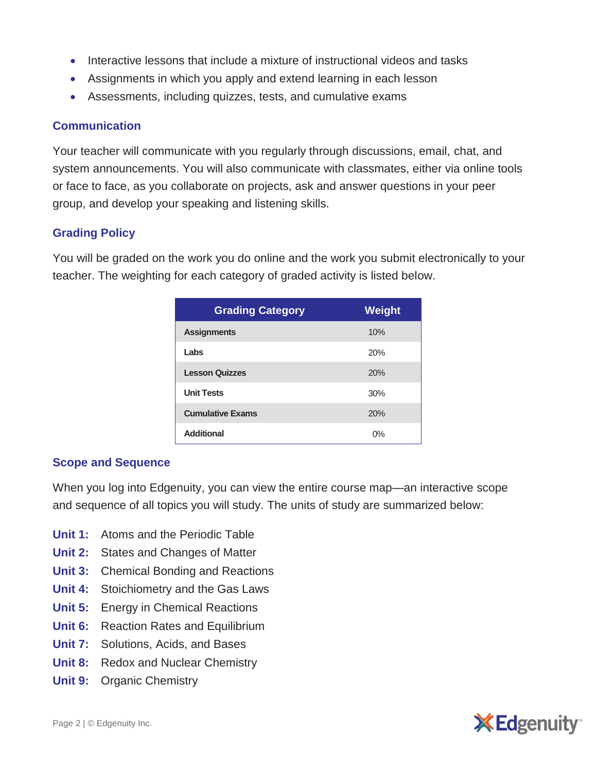- Interactive lessons that include a mixture of instructional videos and tasks
- Assignments in which you apply and extend learning in each lesson
- Assessments, including quizzes, tests, and cumulative exams

## Communication

Your teacher will communicate with you regularly through discussions, email, chat, and system announcements. You will also communicate with classmates, either via online tools or face to face, as you collaborate on projects, ask and answer questions in your peer group, and develop your speaking and listening skills.

## Grading Policy

You will be graded on the work you do online and the work you submit electronically to your teacher. The weighting for each category of graded activity is listed below.

| Grading Category | Weight |
|---|---|
| **Assignments** | 10% |
| **Labs** | 20% |
| **Lesson Quizzes** | 20% |
| **Unit Tests** | 30% |
| **Cumulative Exams** | 20% |
| **Additional** | 0% |

## Scope and Sequence

When you log into Edgenuity, you can view the entire course map—an interactive scope and sequence of all topics you will study. The units of study are summarized below:

**Unit 1:** Atoms and the Periodic Table
**Unit 2:** States and Changes of Matter
**Unit 3:** Chemical Bonding and Reactions
**Unit 4:** Stoichiometry and the Gas Laws
**Unit 5:** Energy in Chemical Reactions
**Unit 6:** Reaction Rates and Equilibrium
**Unit 7:** Solutions, Acids, and Bases
**Unit 8:** Redox and Nuclear Chemistry
**Unit 9:** Organic Chemistry